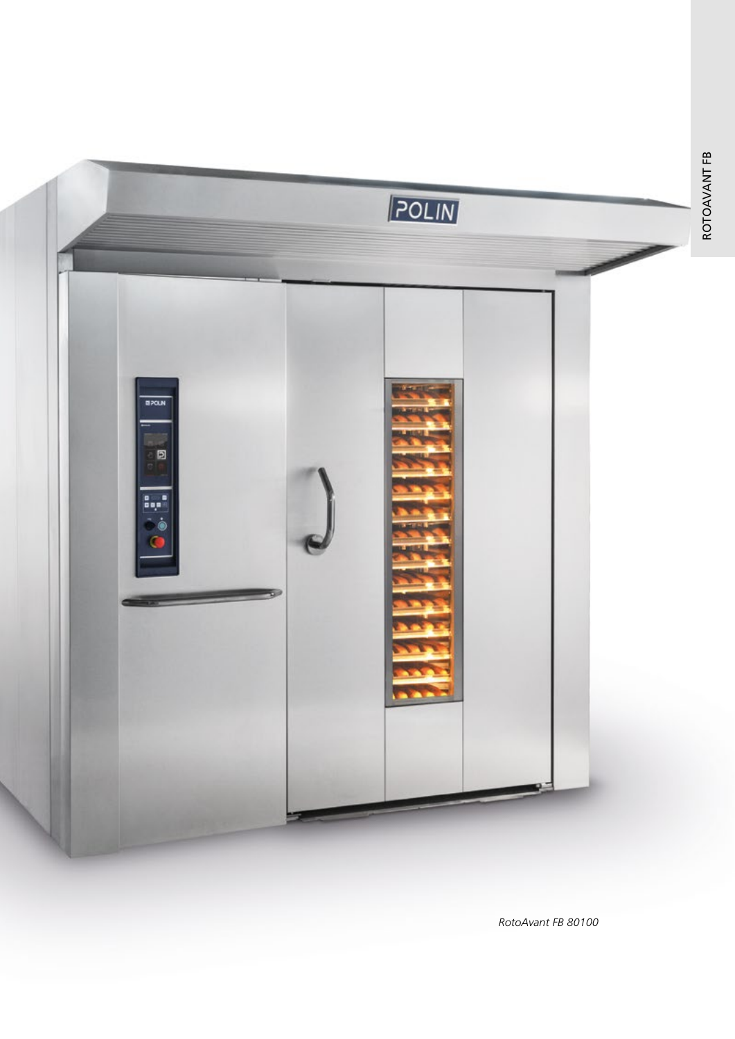*RotoAvant FB 80100*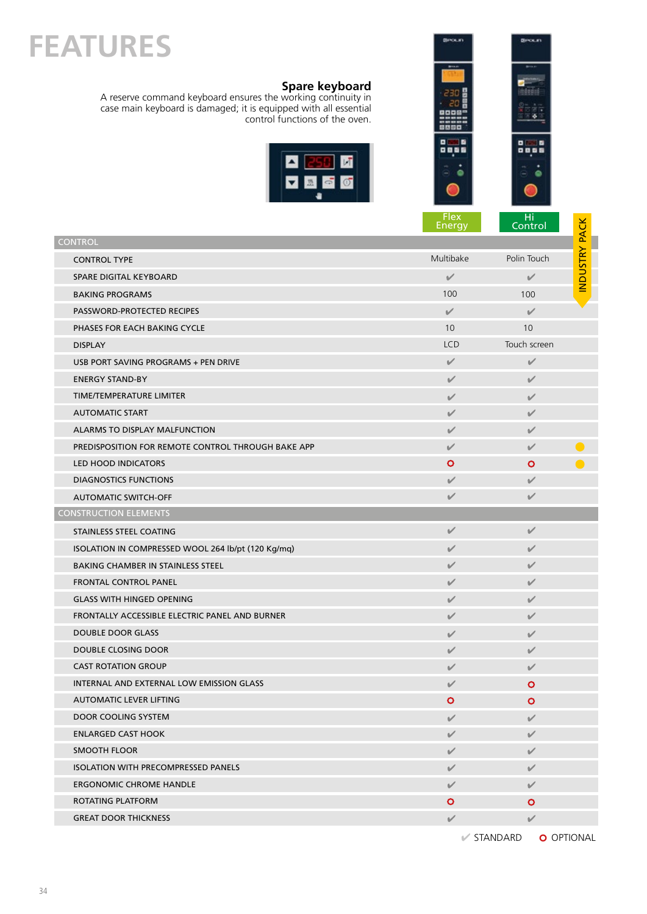# FEATURES

**Spare keyboard**

A reserve command keyboard ensures the working continuity in case main keyboard is damaged; it is equipped with all essential control functions of the oven.

| | Flex Energy | Hi Control | INDUSTRY PACK |
|---|---|---|---|
| **CONTROL** | | | |
| CONTROL TYPE | Multibake | Polin Touch | |
| SPARE DIGITAL KEYBOARD | ✔ | ✔ | |
| BAKING PROGRAMS | 100 | 100 | |
| PASSWORD-PROTECTED RECIPES | ✔ | ✔ | |
| PHASES FOR EACH BAKING CYCLE | 10 | 10 | |
| DISPLAY | LCD | Touch screen | |
| USB PORT SAVING PROGRAMS + PEN DRIVE | ✔ | ✔ | |
| ENERGY STAND-BY | ✔ | ✔ | |
| TIME/TEMPERATURE LIMITER | ✔ | ✔ | |
| AUTOMATIC START | ✔ | ✔ | |
| ALARMS TO DISPLAY MALFUNCTION | ✔ | ✔ | |
| PREDISPOSITION FOR REMOTE CONTROL THROUGH BAKE APP | ✔ | ✔ | ● |
| LED HOOD INDICATORS | O | O | ● |
| DIAGNOSTICS FUNCTIONS | ✔ | ✔ | |
| AUTOMATIC SWITCH-OFF | ✔ | ✔ | |
| **CONSTRUCTION ELEMENTS** | | | |
| STAINLESS STEEL COATING | ✔ | ✔ | |
| ISOLATION IN COMPRESSED WOOL 264 lb/pt (120 Kg/mq) | ✔ | ✔ | |
| BAKING CHAMBER IN STAINLESS STEEL | ✔ | ✔ | |
| FRONTAL CONTROL PANEL | ✔ | ✔ | |
| GLASS WITH HINGED OPENING | ✔ | ✔ | |
| FRONTALLY ACCESSIBLE ELECTRIC PANEL AND BURNER | ✔ | ✔ | |
| DOUBLE DOOR GLASS | ✔ | ✔ | |
| DOUBLE CLOSING DOOR | ✔ | ✔ | |
| CAST ROTATION GROUP | ✔ | ✔ | |
| INTERNAL AND EXTERNAL LOW EMISSION GLASS | ✔ | O | |
| AUTOMATIC LEVER LIFTING | O | O | |
| DOOR COOLING SYSTEM | ✔ | ✔ | |
| ENLARGED CAST HOOK | ✔ | ✔ | |
| SMOOTH FLOOR | ✔ | ✔ | |
| ISOLATION WITH PRECOMPRESSED PANELS | ✔ | ✔ | |
| ERGONOMIC CHROME HANDLE | ✔ | ✔ | |
| ROTATING PLATFORM | O | O | |
| GREAT DOOR THICKNESS | ✔ | ✔ | |

✔ STANDARD  O OPTIONAL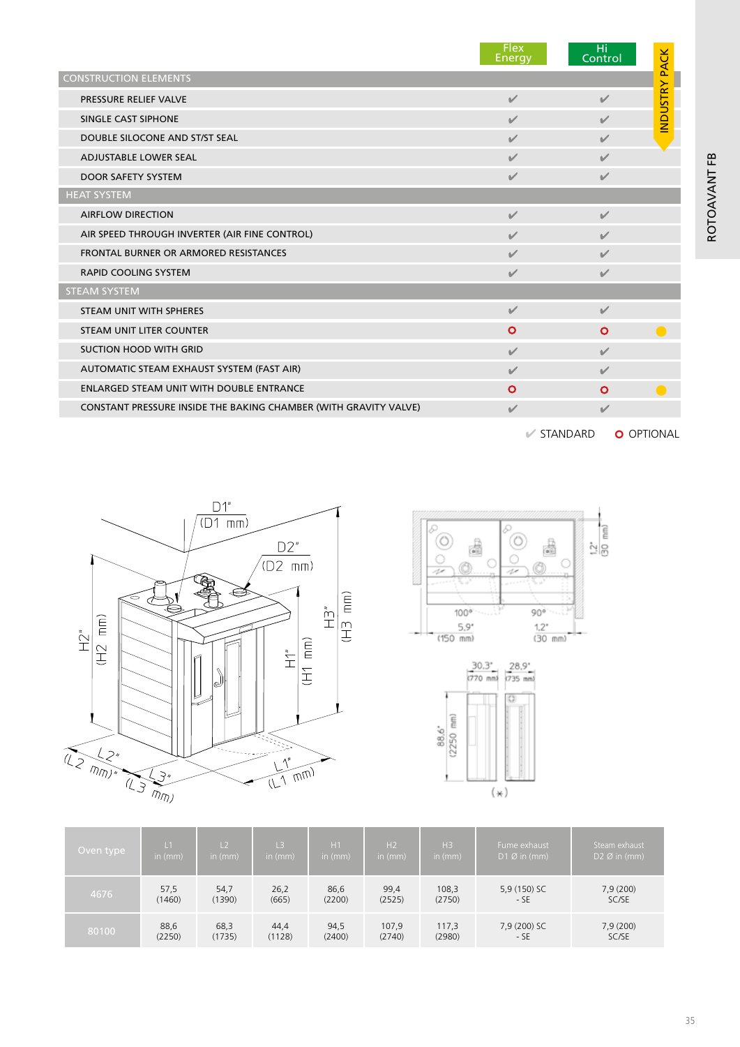| | Flex Energy | Hi Control | INDUSTRY PACK |
|---|---|---|---|
| **CONSTRUCTION ELEMENTS** | | | |
| PRESSURE RELIEF VALVE | ✔ | ✔ | |
| SINGLE CAST SIPHONE | ✔ | ✔ | |
| DOUBLE SILOCONE AND ST/ST SEAL | ✔ | ✔ | |
| ADJUSTABLE LOWER SEAL | ✔ | ✔ | |
| DOOR SAFETY SYSTEM | ✔ | ✔ | |
| **HEAT SYSTEM** | | | |
| AIRFLOW DIRECTION | ✔ | ✔ | |
| AIR SPEED THROUGH INVERTER (AIR FINE CONTROL) | ✔ | ✔ | |
| FRONTAL BURNER OR ARMORED RESISTANCES | ✔ | ✔ | |
| RAPID COOLING SYSTEM | ✔ | ✔ | |
| **STEAM SYSTEM** | | | |
| STEAM UNIT WITH SPHERES | ✔ | ✔ | |
| STEAM UNIT LITER COUNTER | O | O | ● |
| SUCTION HOOD WITH GRID | ✔ | ✔ | |
| AUTOMATIC STEAM EXHAUST SYSTEM (FAST AIR) | ✔ | ✔ | |
| ENLARGED STEAM UNIT WITH DOUBLE ENTRANCE | O | O | ● |
| CONSTANT PRESSURE INSIDE THE BAKING CHAMBER (WITH GRAVITY VALVE) | ✔ | ✔ | |

✔ STANDARD O OPTIONAL

D1" (D1 mm) D2" (D2 mm) H1" (H1 mm) H2" (H2 mm) H3" (H3 mm) L1" (L1 mm) L2" (L2 mm) L3" (L3 mm)

100° 5,9" (150 mm) 90° 1,2" (30 mm) 1,2" (30 mm)

30,3" (770 mm) 28,9" (735 mm) 88,6" (2250 mm) (*)

| Oven type | L1 in (mm) | L2 in (mm) | L3 in (mm) | H1 in (mm) | H2 in (mm) | H3 in (mm) | Fume exhaust D1 Ø in (mm) | Steam exhaust D2 Ø in (mm) |
|---|---|---|---|---|---|---|---|---|
| 4676 | 57,5 (1460) | 54,7 (1390) | 26,2 (665) | 86,6 (2200) | 99,4 (2525) | 108,3 (2750) | 5,9 (150) SC - SE | 7,9 (200) SC/SE |
| 80100 | 88,6 (2250) | 68,3 (1735) | 44,4 (1128) | 94,5 (2400) | 107,9 (2740) | 117,3 (2980) | 7,9 (200) SC - SE | 7,9 (200) SC/SE |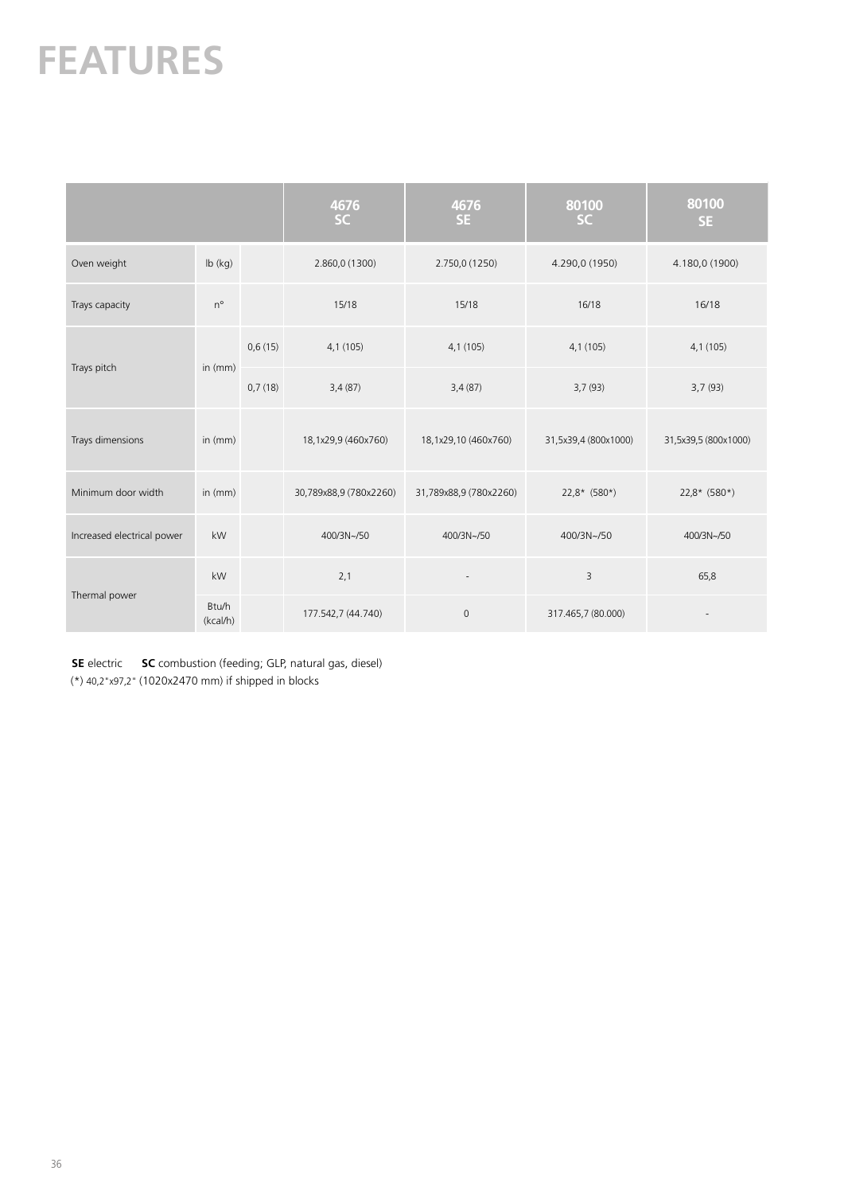# FEATURES

| | | | 4676 SC | 4676 SE | 80100 SC | 80100 SE |
|---|---|---|---|---|---|---|
| Oven weight | lb (kg) | | 2.860,0 (1300) | 2.750,0 (1250) | 4.290,0 (1950) | 4.180,0 (1900) |
| Trays capacity | n° | | 15/18 | 15/18 | 16/18 | 16/18 |
| Trays pitch | in (mm) | 0,6 (15) | 4,1 (105) | 4,1 (105) | 4,1 (105) | 4,1 (105) |
| | | 0,7 (18) | 3,4 (87) | 3,4 (87) | 3,7 (93) | 3,7 (93) |
| Trays dimensions | in (mm) | | 18,1x29,9 (460x760) | 18,1x29,10 (460x760) | 31,5x39,4 (800x1000) | 31,5x39,5 (800x1000) |
| Minimum door width | in (mm) | | 30,789x88,9 (780x2260) | 31,789x88,9 (780x2260) | 22,8* (580*) | 22,8* (580*) |
| Increased electrical power | kW | | 400/3N~/50 | 400/3N~/50 | 400/3N~/50 | 400/3N~/50 |
| Thermal power | kW | | 2,1 | - | 3 | 65,8 |
| | Btu/h (kcal/h) | | 177.542,7 (44.740) | 0 | 317.465,7 (80.000) | - |

**SE** electric **SC** combustion (feeding; GLP, natural gas, diesel)

(*) 40,2"x97,2" (1020x2470 mm) if shipped in blocks